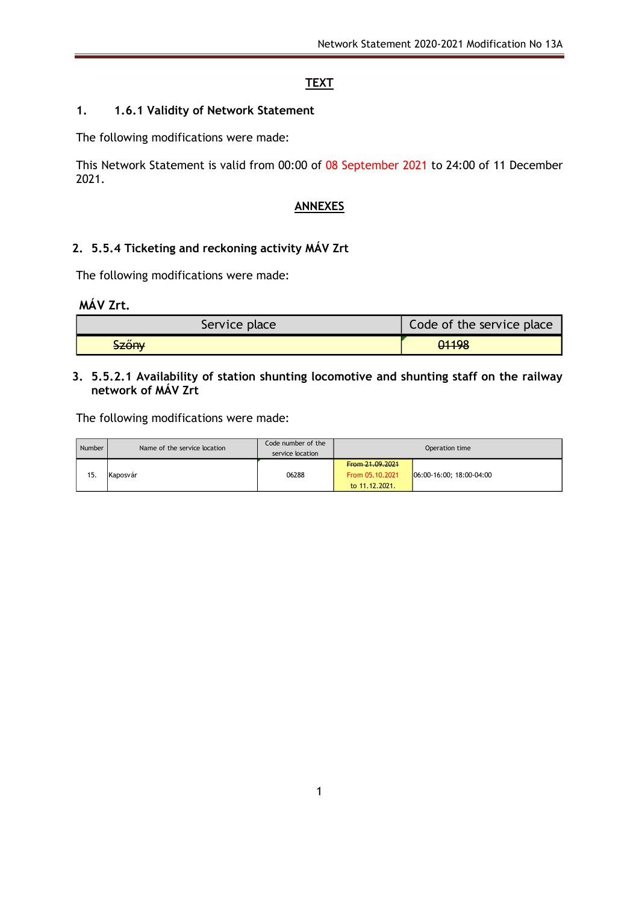## TEXT

### 1. 1.6.1 Validity of Network Statement

The following modifications were made:

This Network Statement is valid from 00:00 of 08 September 2021 to 24:00 of 11 December 2021.

## ANNEXES

### 2. 5.5.4 Ticketing and reckoning activity MÁV Zrt

The following modifications were made:

**MÁV Zrt.**

| Service place | Code of the service place |
|---|---|
| ~~Szőny~~ | ~~01198~~ |

### 3. 5.5.2.1 Availability of station shunting locomotive and shunting staff on the railway network of MÁV Zrt

The following modifications were made:

| Number | Name of the service location | Code number of the service location | Operation time | |
|---|---|---|---|---|
| 15. | Kaposvár | 06288 | ~~From 21.09.2021~~ From 05.10.2021 to 11.12.2021. | 06:00-16:00; 18:00-04:00 |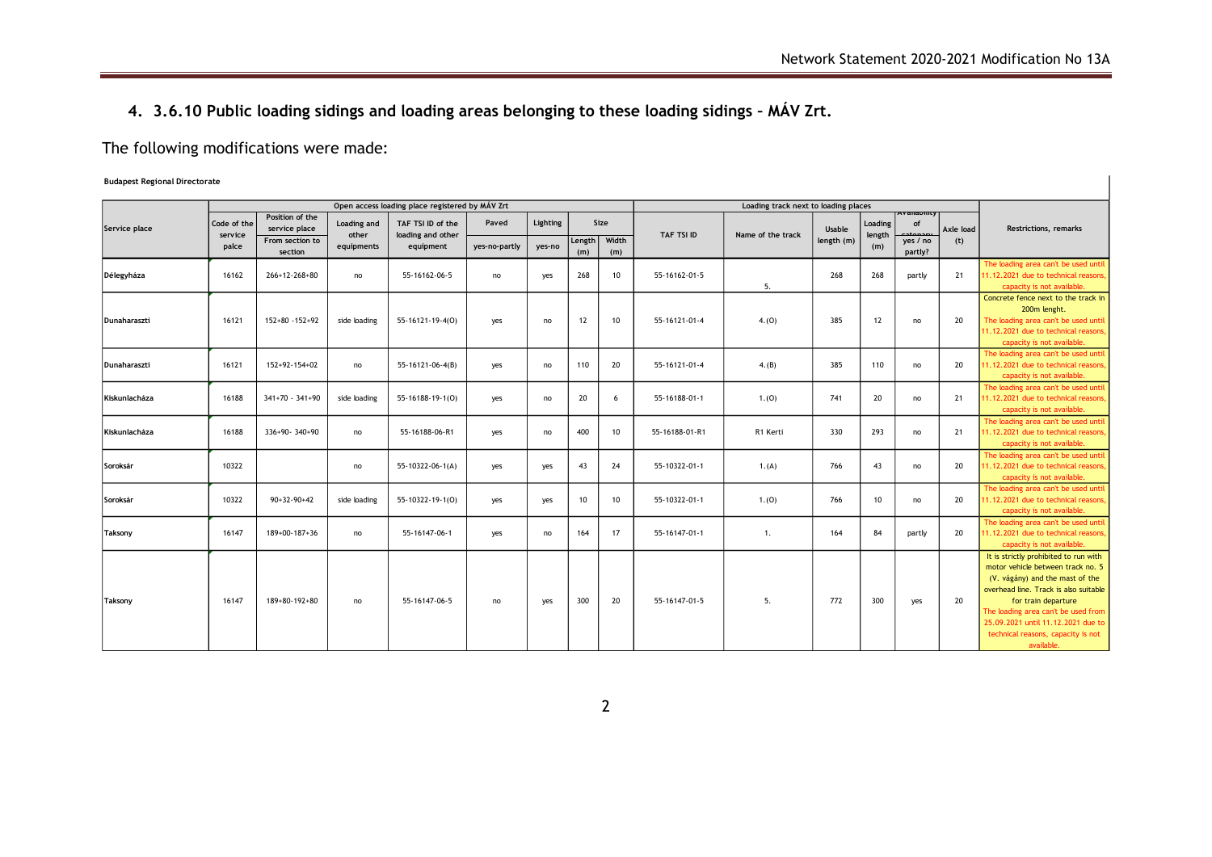## 4. 3.6.10 Public loading sidings and loading areas belonging to these loading sidings – MÁV Zrt.

The following modifications were made:

**Budapest Regional Directorate**

| Service place | Open access loading place registered by MÁV Zrt | | | | | | | | Loading track next to loading places | | | | | | Restrictions, remarks |
|---|---|---|---|---|---|---|---|---|---|---|---|---|---|---|---|
| | Code of the service palce | Position of the service place | Loading and other equipments | TAF TSI ID of the loading and other equipment | Paved | Lighting | Size | | TAF TSI ID | Name of the track | Usable length (m) | Loading length (m) | Availability of catenary | Axle load (t) | |
| | | From section to section | | | yes-no-partly | yes-no | Length (m) | Width (m) | | | | | yes / no partly? | | |
| Délegyháza | 16162 | 266+12-268+80 | no | 55-16162-06-5 | no | yes | 268 | 10 | 55-16162-01-5 | 5. | 268 | 268 | partly | 21 | The loading area can't be used until 11.12.2021 due to technical reasons, capacity is not available. |
| Dunaharaszti | 16121 | 152+80 -152+92 | side loading | 55-16121-19-4(O) | yes | no | 12 | 10 | 55-16121-01-4 | 4.(O) | 385 | 12 | no | 20 | Concrete fence next to the track in 200m lenght. The loading area can't be used until 11.12.2021 due to technical reasons, capacity is not available. |
| Dunaharaszti | 16121 | 152+92-154+02 | no | 55-16121-06-4(B) | yes | no | 110 | 20 | 55-16121-01-4 | 4.(B) | 385 | 110 | no | 20 | The loading area can't be used until 11.12.2021 due to technical reasons, capacity is not available. |
| Kiskunlacháza | 16188 | 341+70 - 341+90 | side loading | 55-16188-19-1(O) | yes | no | 20 | 6 | 55-16188-01-1 | 1.(O) | 741 | 20 | no | 21 | The loading area can't be used until 11.12.2021 due to technical reasons, capacity is not available. |
| Kiskunlacháza | 16188 | 336+90- 340+90 | no | 55-16188-06-R1 | yes | no | 400 | 10 | 55-16188-01-R1 | R1 Kerti | 330 | 293 | no | 21 | The loading area can't be used until 11.12.2021 due to technical reasons, capacity is not available. |
| Soroksár | 10322 | | no | 55-10322-06-1(A) | yes | yes | 43 | 24 | 55-10322-01-1 | 1.(A) | 766 | 43 | no | 20 | The loading area can't be used until 11.12.2021 due to technical reasons, capacity is not available. |
| Soroksár | 10322 | 90+32-90+42 | side loading | 55-10322-19-1(O) | yes | yes | 10 | 10 | 55-10322-01-1 | 1.(O) | 766 | 10 | no | 20 | The loading area can't be used until 11.12.2021 due to technical reasons, capacity is not available. |
| Taksony | 16147 | 189+00-187+36 | no | 55-16147-06-1 | yes | no | 164 | 17 | 55-16147-01-1 | 1. | 164 | 84 | partly | 20 | The loading area can't be used until 11.12.2021 due to technical reasons, capacity is not available. |
| Taksony | 16147 | 189+80-192+80 | no | 55-16147-06-5 | no | yes | 300 | 20 | 55-16147-01-5 | 5. | 772 | 300 | yes | 20 | It is strictly prohibited to run with motor vehicle between track no. 5 (V. vágány) and the mast of the overhead line. Track is also suitable for train departure The loading area can't be used from 25.09.2021 until 11.12.2021 due to technical reasons, capacity is not available. |